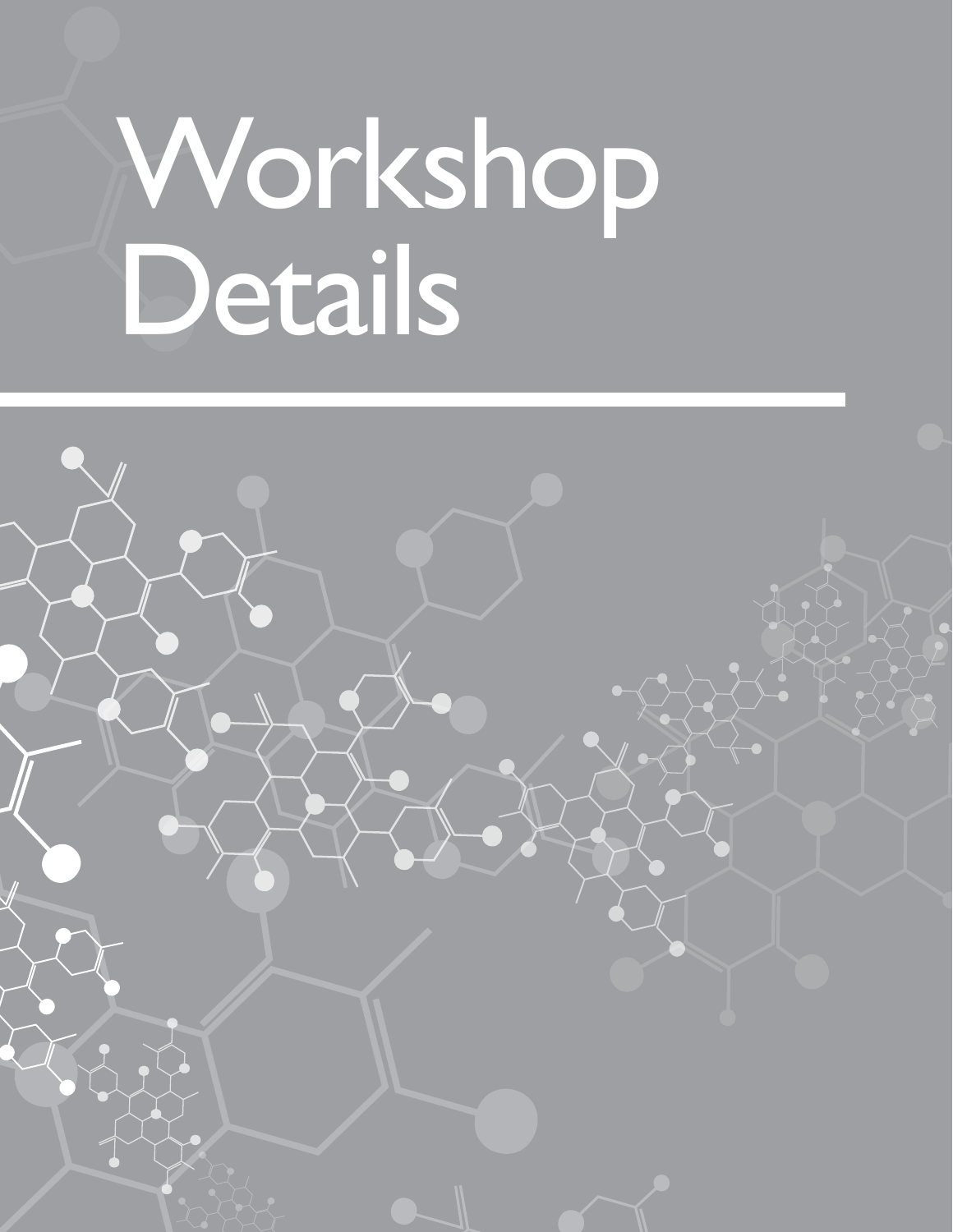# Workshop Details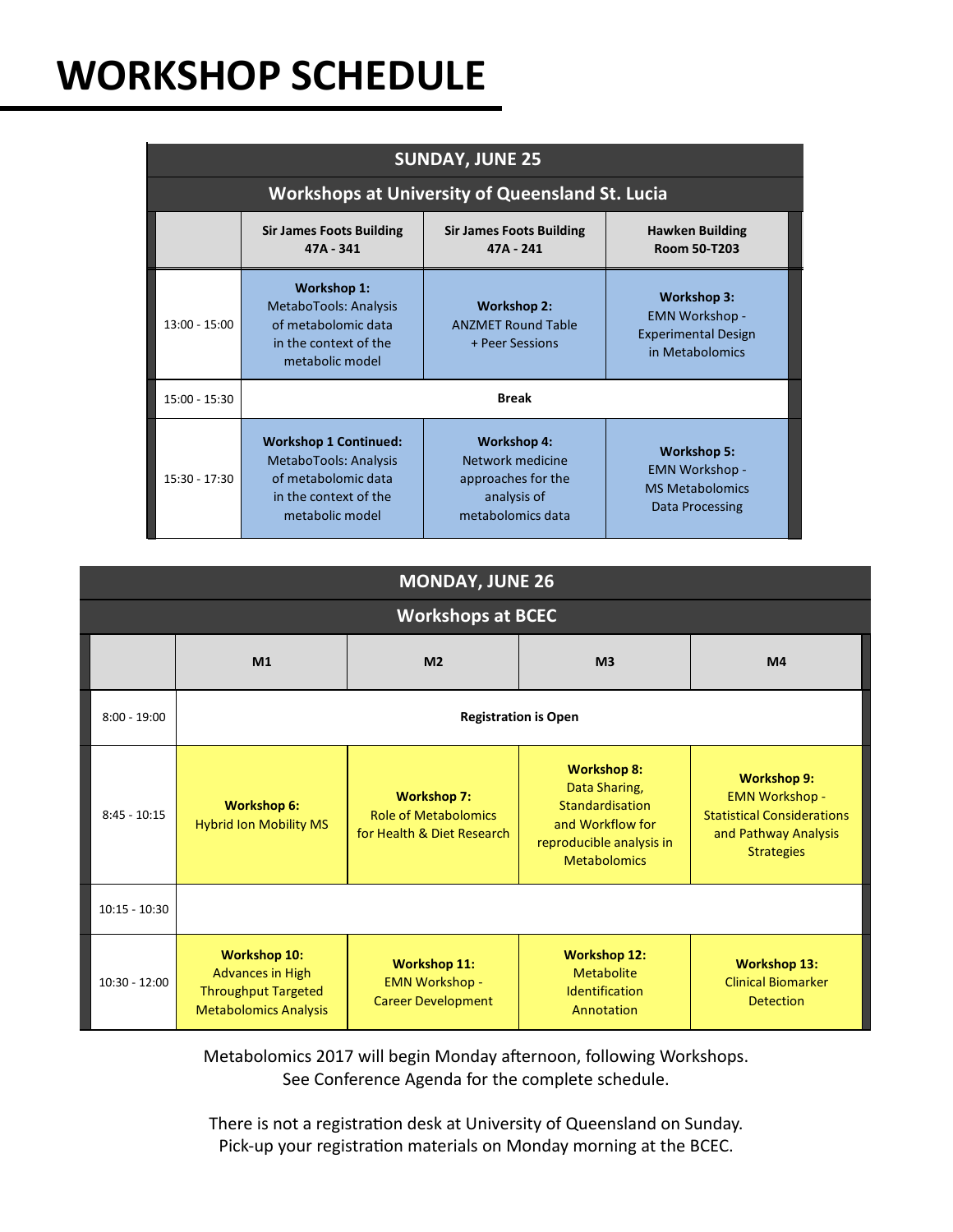# WORKSHOP SCHEDULE

| SUNDAY, JUNE 25 | | | |
|---|---|---|---|
| **Workshops at University of Queensland St. Lucia** | | | |
| | **Sir James Foots Building 47A - 341** | **Sir James Foots Building 47A - 241** | **Hawken Building Room 50-T203** |
| 13:00 - 15:00 | **Workshop 1:** MetaboTools: Analysis of metabolomic data in the context of the metabolic model | **Workshop 2:** ANZMET Round Table + Peer Sessions | **Workshop 3:** EMN Workshop - Experimental Design in Metabolomics |
| 15:00 - 15:30 | **Break** | | |
| 15:30 - 17:30 | **Workshop 1 Continued:** MetaboTools: Analysis of metabolomic data in the context of the metabolic model | **Workshop 4:** Network medicine approaches for the analysis of metabolomics data | **Workshop 5:** EMN Workshop - MS Metabolomics Data Processing |

| MONDAY, JUNE 26 | | | | |
|---|---|---|---|---|
| **Workshops at BCEC** | | | | |
| | **M1** | **M2** | **M3** | **M4** |
| 8:00 - 19:00 | **Registration is Open** | | | |
| 8:45 - 10:15 | **Workshop 6:** Hybrid Ion Mobility MS | **Workshop 7:** Role of Metabolomics for Health & Diet Research | **Workshop 8:** Data Sharing, Standardisation and Workflow for reproducible analysis in Metabolomics | **Workshop 9:** EMN Workshop - Statistical Considerations and Pathway Analysis Strategies |
| 10:15 - 10:30 | | | | |
| 10:30 - 12:00 | **Workshop 10:** Advances in High Throughput Targeted Metabolomics Analysis | **Workshop 11:** EMN Workshop - Career Development | **Workshop 12:** Metabolite Identification Annotation | **Workshop 13:** Clinical Biomarker Detection |

Metabolomics 2017 will begin Monday afternoon, following Workshops.
See Conference Agenda for the complete schedule.

There is not a registration desk at University of Queensland on Sunday.
Pick-up your registration materials on Monday morning at the BCEC.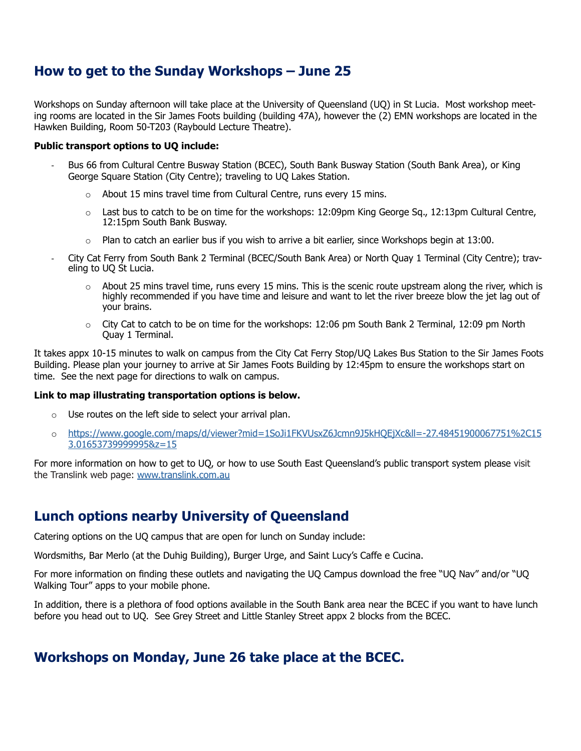## How to get to the Sunday Workshops – June 25

Workshops on Sunday afternoon will take place at the University of Queensland (UQ) in St Lucia. Most workshop meeting rooms are located in the Sir James Foots building (building 47A), however the (2) EMN workshops are located in the Hawken Building, Room 50-T203 (Raybould Lecture Theatre).

**Public transport options to UQ include:**

- Bus 66 from Cultural Centre Busway Station (BCEC), South Bank Busway Station (South Bank Area), or King George Square Station (City Centre); traveling to UQ Lakes Station.
  - About 15 mins travel time from Cultural Centre, runs every 15 mins.
  - Last bus to catch to be on time for the workshops: 12:09pm King George Sq., 12:13pm Cultural Centre, 12:15pm South Bank Busway.
  - Plan to catch an earlier bus if you wish to arrive a bit earlier, since Workshops begin at 13:00.
- City Cat Ferry from South Bank 2 Terminal (BCEC/South Bank Area) or North Quay 1 Terminal (City Centre); traveling to UQ St Lucia.
  - About 25 mins travel time, runs every 15 mins. This is the scenic route upstream along the river, which is highly recommended if you have time and leisure and want to let the river breeze blow the jet lag out of your brains.
  - City Cat to catch to be on time for the workshops: 12:06 pm South Bank 2 Terminal, 12:09 pm North Quay 1 Terminal.

It takes appx 10-15 minutes to walk on campus from the City Cat Ferry Stop/UQ Lakes Bus Station to the Sir James Foots Building. Please plan your journey to arrive at Sir James Foots Building by 12:45pm to ensure the workshops start on time. See the next page for directions to walk on campus.

**Link to map illustrating transportation options is below.**

- Use routes on the left side to select your arrival plan.
- https://www.google.com/maps/d/viewer?mid=1SoJi1FKVUsxZ6Jcmn9J5kHQEjXc&ll=-27.48451900067751%2C153.01653739999995&z=15

For more information on how to get to UQ, or how to use South East Queensland's public transport system please visit the Translink web page: www.translink.com.au

## Lunch options nearby University of Queensland

Catering options on the UQ campus that are open for lunch on Sunday include:

Wordsmiths, Bar Merlo (at the Duhig Building), Burger Urge, and Saint Lucy's Caffe e Cucina.

For more information on finding these outlets and navigating the UQ Campus download the free "UQ Nav" and/or "UQ Walking Tour" apps to your mobile phone.

In addition, there is a plethora of food options available in the South Bank area near the BCEC if you want to have lunch before you head out to UQ. See Grey Street and Little Stanley Street appx 2 blocks from the BCEC.

## Workshops on Monday, June 26 take place at the BCEC.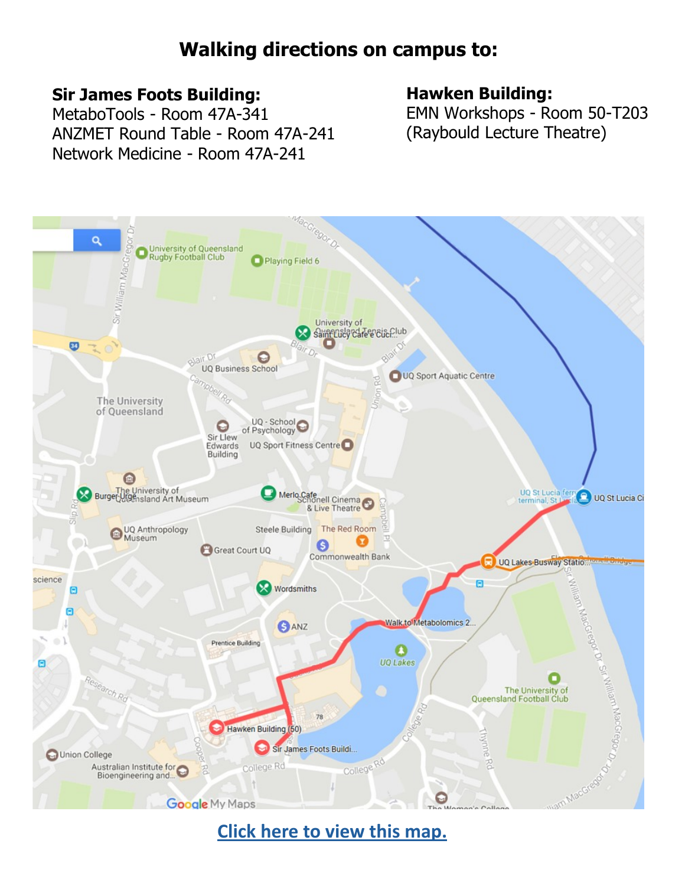# Walking directions on campus to:

**Sir James Foots Building:**
MetaboTools - Room 47A-341
ANZMET Round Table - Room 47A-241
Network Medicine - Room 47A-241

**Hawken Building:**
EMN Workshops - Room 50-T203
(Raybould Lecture Theatre)

Click here to view this map.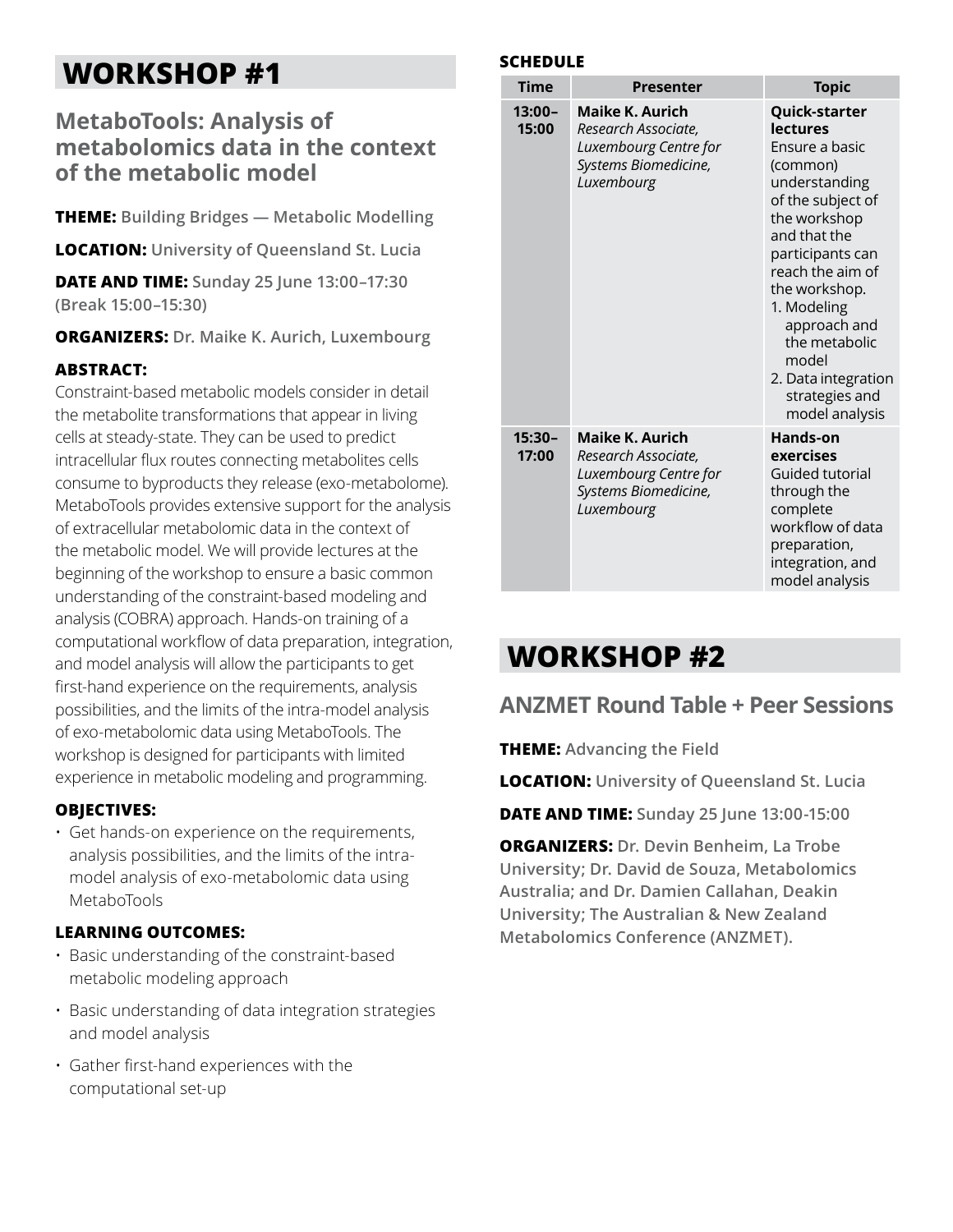# WORKSHOP #1

## MetaboTools: Analysis of metabolomics data in the context of the metabolic model

**THEME:** Building Bridges — Metabolic Modelling

**LOCATION:** University of Queensland St. Lucia

**DATE AND TIME:** Sunday 25 June 13:00–17:30 (Break 15:00–15:30)

**ORGANIZERS:** Dr. Maike K. Aurich, Luxembourg

### ABSTRACT:

Constraint-based metabolic models consider in detail the metabolite transformations that appear in living cells at steady-state. They can be used to predict intracellular flux routes connecting metabolites cells consume to byproducts they release (exo-metabolome). MetaboTools provides extensive support for the analysis of extracellular metabolomic data in the context of the metabolic model. We will provide lectures at the beginning of the workshop to ensure a basic common understanding of the constraint-based modeling and analysis (COBRA) approach. Hands-on training of a computational workflow of data preparation, integration, and model analysis will allow the participants to get first-hand experience on the requirements, analysis possibilities, and the limits of the intra-model analysis of exo-metabolomic data using MetaboTools. The workshop is designed for participants with limited experience in metabolic modeling and programming.

### OBJECTIVES:

- Get hands-on experience on the requirements, analysis possibilities, and the limits of the intra-model analysis of exo-metabolomic data using MetaboTools

### LEARNING OUTCOMES:

- Basic understanding of the constraint-based metabolic modeling approach
- Basic understanding of data integration strategies and model analysis
- Gather first-hand experiences with the computational set-up

### SCHEDULE

| Time | Presenter | Topic |
|---|---|---|
| **13:00–15:00** | **Maike K. Aurich** *Research Associate, Luxembourg Centre for Systems Biomedicine, Luxembourg* | **Quick-starter lectures** Ensure a basic (common) understanding of the subject of the workshop and that the participants can reach the aim of the workshop. 1. Modeling approach and the metabolic model 2. Data integration strategies and model analysis |
| **15:30–17:00** | **Maike K. Aurich** *Research Associate, Luxembourg Centre for Systems Biomedicine, Luxembourg* | **Hands-on exercises** Guided tutorial through the complete workflow of data preparation, integration, and model analysis |

# WORKSHOP #2

## ANZMET Round Table + Peer Sessions

**THEME:** Advancing the Field

**LOCATION:** University of Queensland St. Lucia

**DATE AND TIME:** Sunday 25 June 13:00-15:00

**ORGANIZERS:** Dr. Devin Benheim, La Trobe University; Dr. David de Souza, Metabolomics Australia; and Dr. Damien Callahan, Deakin University; The Australian & New Zealand Metabolomics Conference (ANZMET).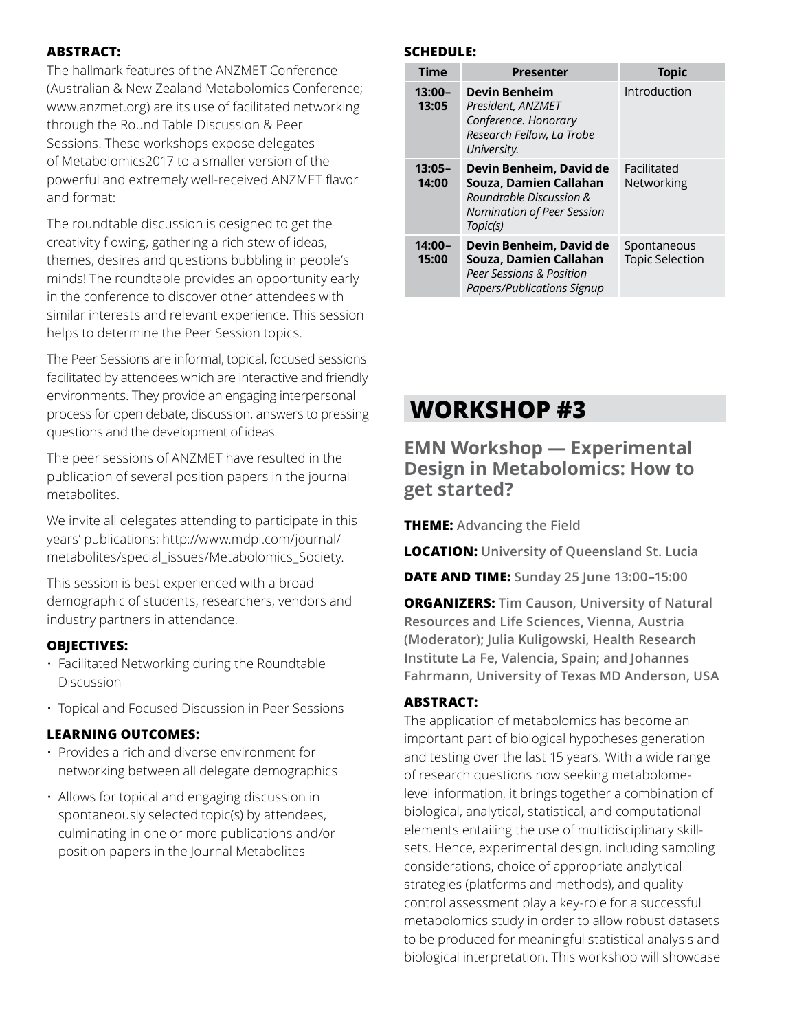**ABSTRACT:**

The hallmark features of the ANZMET Conference (Australian & New Zealand Metabolomics Conference; www.anzmet.org) are its use of facilitated networking through the Round Table Discussion & Peer Sessions. These workshops expose delegates of Metabolomics2017 to a smaller version of the powerful and extremely well-received ANZMET flavor and format:

The roundtable discussion is designed to get the creativity flowing, gathering a rich stew of ideas, themes, desires and questions bubbling in people's minds! The roundtable provides an opportunity early in the conference to discover other attendees with similar interests and relevant experience. This session helps to determine the Peer Session topics.

The Peer Sessions are informal, topical, focused sessions facilitated by attendees which are interactive and friendly environments. They provide an engaging interpersonal process for open debate, discussion, answers to pressing questions and the development of ideas.

The peer sessions of ANZMET have resulted in the publication of several position papers in the journal metabolites.

We invite all delegates attending to participate in this years' publications: http://www.mdpi.com/journal/metabolites/special_issues/Metabolomics_Society.

This session is best experienced with a broad demographic of students, researchers, vendors and industry partners in attendance.

**OBJECTIVES:**

- Facilitated Networking during the Roundtable Discussion
- Topical and Focused Discussion in Peer Sessions

**LEARNING OUTCOMES:**

- Provides a rich and diverse environment for networking between all delegate demographics
- Allows for topical and engaging discussion in spontaneously selected topic(s) by attendees, culminating in one or more publications and/or position papers in the Journal Metabolites

**SCHEDULE:**

| Time | Presenter | Topic |
|---|---|---|
| 13:00–13:05 | **Devin Benheim** *President, ANZMET Conference. Honorary Research Fellow, La Trobe University.* | Introduction |
| 13:05–14:00 | **Devin Benheim, David de Souza, Damien Callahan** *Roundtable Discussion & Nomination of Peer Session Topic(s)* | Facilitated Networking |
| 14:00–15:00 | **Devin Benheim, David de Souza, Damien Callahan** *Peer Sessions & Position Papers/Publications Signup* | Spontaneous Topic Selection |

# WORKSHOP #3

## EMN Workshop — Experimental Design in Metabolomics: How to get started?

**THEME:** Advancing the Field

**LOCATION:** University of Queensland St. Lucia

**DATE AND TIME:** Sunday 25 June 13:00–15:00

**ORGANIZERS:** Tim Causon, University of Natural Resources and Life Sciences, Vienna, Austria (Moderator); Julia Kuligowski, Health Research Institute La Fe, Valencia, Spain; and Johannes Fahrmann, University of Texas MD Anderson, USA

**ABSTRACT:**

The application of metabolomics has become an important part of biological hypotheses generation and testing over the last 15 years. With a wide range of research questions now seeking metabolome-level information, it brings together a combination of biological, analytical, statistical, and computational elements entailing the use of multidisciplinary skill-sets. Hence, experimental design, including sampling considerations, choice of appropriate analytical strategies (platforms and methods), and quality control assessment play a key-role for a successful metabolomics study in order to allow robust datasets to be produced for meaningful statistical analysis and biological interpretation. This workshop will showcase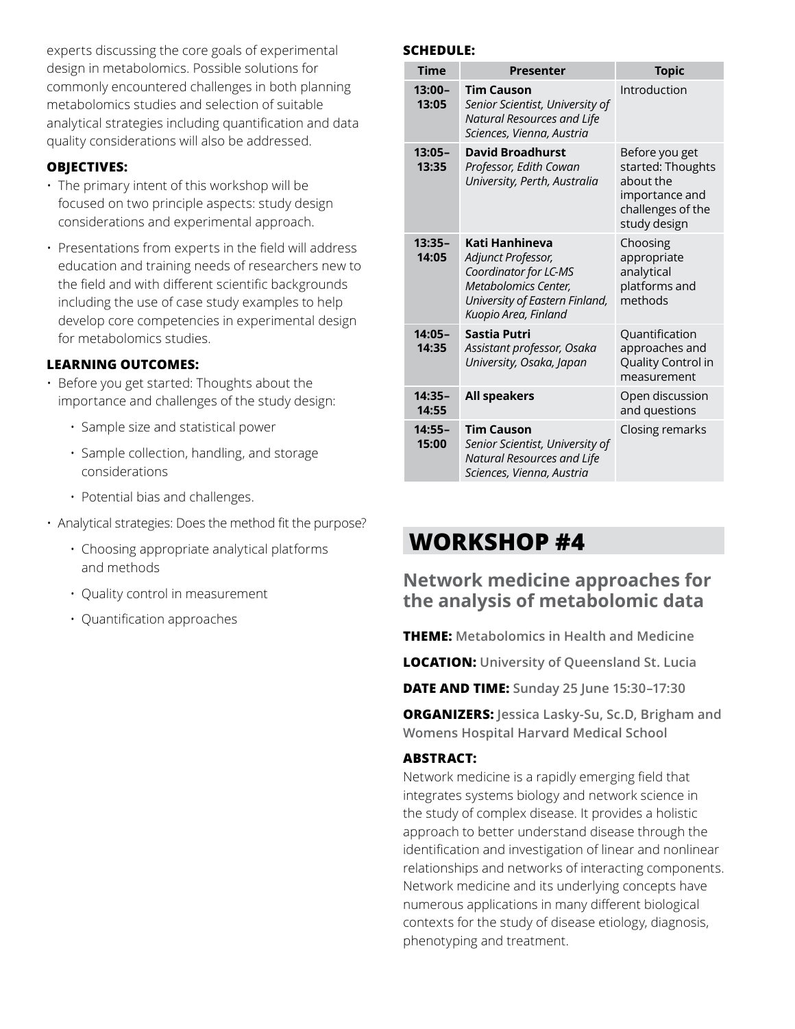experts discussing the core goals of experimental design in metabolomics. Possible solutions for commonly encountered challenges in both planning metabolomics studies and selection of suitable analytical strategies including quantification and data quality considerations will also be addressed.

**OBJECTIVES:**

- The primary intent of this workshop will be focused on two principle aspects: study design considerations and experimental approach.
- Presentations from experts in the field will address education and training needs of researchers new to the field and with different scientific backgrounds including the use of case study examples to help develop core competencies in experimental design for metabolomics studies.

**LEARNING OUTCOMES:**

- Before you get started: Thoughts about the importance and challenges of the study design:
  - Sample size and statistical power
  - Sample collection, handling, and storage considerations
  - Potential bias and challenges.
- Analytical strategies: Does the method fit the purpose?
  - Choosing appropriate analytical platforms and methods
  - Quality control in measurement
  - Quantification approaches

**SCHEDULE:**

| Time | Presenter | Topic |
|---|---|---|
| **13:00–13:05** | **Tim Causon** *Senior Scientist, University of Natural Resources and Life Sciences, Vienna, Austria* | Introduction |
| **13:05–13:35** | **David Broadhurst** *Professor, Edith Cowan University, Perth, Australia* | Before you get started: Thoughts about the importance and challenges of the study design |
| **13:35–14:05** | **Kati Hanhineva** *Adjunct Professor, Coordinator for LC-MS Metabolomics Center, University of Eastern Finland, Kuopio Area, Finland* | Choosing appropriate analytical platforms and methods |
| **14:05–14:35** | **Sastia Putri** *Assistant professor, Osaka University, Osaka, Japan* | Quantification approaches and Quality Control in measurement |
| **14:35–14:55** | **All speakers** | Open discussion and questions |
| **14:55–15:00** | **Tim Causon** *Senior Scientist, University of Natural Resources and Life Sciences, Vienna, Austria* | Closing remarks |

# WORKSHOP #4

## Network medicine approaches for the analysis of metabolomic data

**THEME:** Metabolomics in Health and Medicine

**LOCATION:** University of Queensland St. Lucia

**DATE AND TIME:** Sunday 25 June 15:30–17:30

**ORGANIZERS:** Jessica Lasky-Su, Sc.D, Brigham and Womens Hospital Harvard Medical School

**ABSTRACT:**

Network medicine is a rapidly emerging field that integrates systems biology and network science in the study of complex disease. It provides a holistic approach to better understand disease through the identification and investigation of linear and nonlinear relationships and networks of interacting components. Network medicine and its underlying concepts have numerous applications in many different biological contexts for the study of disease etiology, diagnosis, phenotyping and treatment.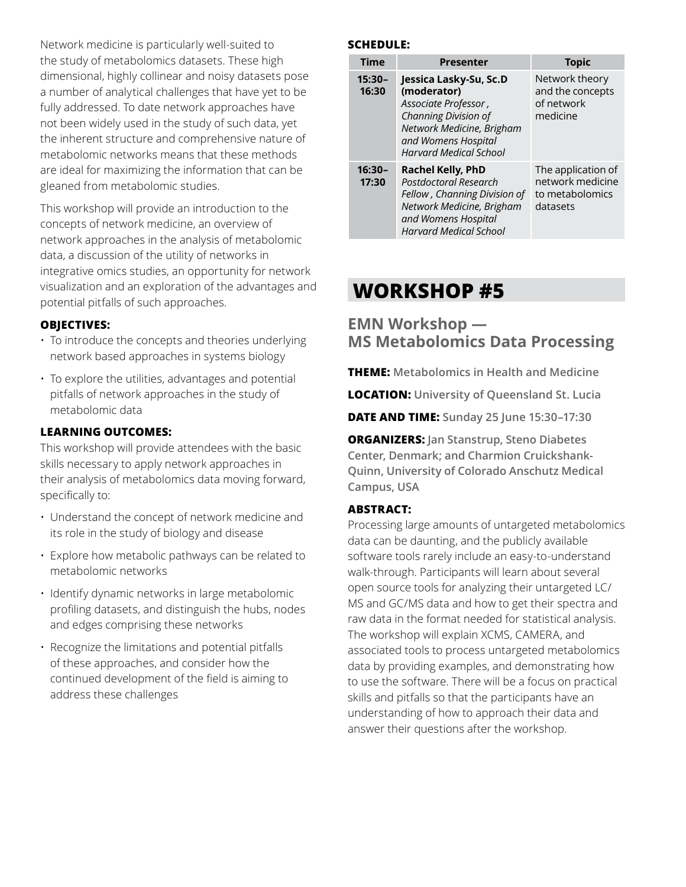Network medicine is particularly well-suited to the study of metabolomics datasets. These high dimensional, highly collinear and noisy datasets pose a number of analytical challenges that have yet to be fully addressed. To date network approaches have not been widely used in the study of such data, yet the inherent structure and comprehensive nature of metabolomic networks means that these methods are ideal for maximizing the information that can be gleaned from metabolomic studies.

This workshop will provide an introduction to the concepts of network medicine, an overview of network approaches in the analysis of metabolomic data, a discussion of the utility of networks in integrative omics studies, an opportunity for network visualization and an exploration of the advantages and potential pitfalls of such approaches.

**OBJECTIVES:**

- To introduce the concepts and theories underlying network based approaches in systems biology
- To explore the utilities, advantages and potential pitfalls of network approaches in the study of metabolomic data

**LEARNING OUTCOMES:**

This workshop will provide attendees with the basic skills necessary to apply network approaches in their analysis of metabolomics data moving forward, specifically to:

- Understand the concept of network medicine and its role in the study of biology and disease
- Explore how metabolic pathways can be related to metabolomic networks
- Identify dynamic networks in large metabolomic profiling datasets, and distinguish the hubs, nodes and edges comprising these networks
- Recognize the limitations and potential pitfalls of these approaches, and consider how the continued development of the field is aiming to address these challenges

**SCHEDULE:**

| Time | Presenter | Topic |
|---|---|---|
| 15:30–16:30 | **Jessica Lasky-Su, Sc.D (moderator)** *Associate Professor , Channing Division of Network Medicine, Brigham and Womens Hospital Harvard Medical School* | Network theory and the concepts of network medicine |
| 16:30–17:30 | **Rachel Kelly, PhD** *Postdoctoral Research Fellow , Channing Division of Network Medicine, Brigham and Womens Hospital Harvard Medical School* | The application of network medicine to metabolomics datasets |

# WORKSHOP #5

## EMN Workshop — MS Metabolomics Data Processing

**THEME:** Metabolomics in Health and Medicine

**LOCATION:** University of Queensland St. Lucia

**DATE AND TIME:** Sunday 25 June 15:30–17:30

**ORGANIZERS:** Jan Stanstrup, Steno Diabetes Center, Denmark; and Charmion Cruickshank-Quinn, University of Colorado Anschutz Medical Campus, USA

**ABSTRACT:**

Processing large amounts of untargeted metabolomics data can be daunting, and the publicly available software tools rarely include an easy-to-understand walk-through. Participants will learn about several open source tools for analyzing their untargeted LC/MS and GC/MS data and how to get their spectra and raw data in the format needed for statistical analysis. The workshop will explain XCMS, CAMERA, and associated tools to process untargeted metabolomics data by providing examples, and demonstrating how to use the software. There will be a focus on practical skills and pitfalls so that the participants have an understanding of how to approach their data and answer their questions after the workshop.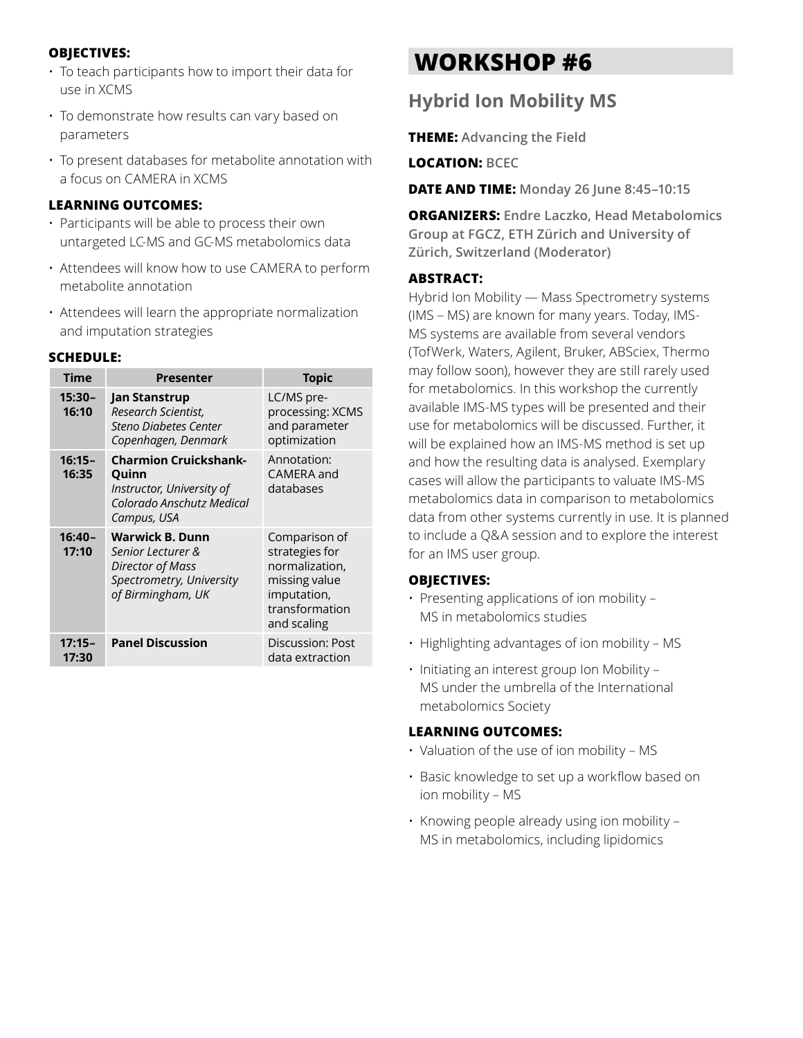**OBJECTIVES:**

- To teach participants how to import their data for use in XCMS
- To demonstrate how results can vary based on parameters
- To present databases for metabolite annotation with a focus on CAMERA in XCMS

**LEARNING OUTCOMES:**

- Participants will be able to process their own untargeted LC-MS and GC-MS metabolomics data
- Attendees will know how to use CAMERA to perform metabolite annotation
- Attendees will learn the appropriate normalization and imputation strategies

**SCHEDULE:**

| Time | Presenter | Topic |
|---|---|---|
| **15:30–16:10** | **Jan Stanstrup** *Research Scientist, Steno Diabetes Center Copenhagen, Denmark* | LC/MS pre-processing: XCMS and parameter optimization |
| **16:15–16:35** | **Charmion Cruickshank-Quinn** *Instructor, University of Colorado Anschutz Medical Campus, USA* | Annotation: CAMERA and databases |
| **16:40–17:10** | **Warwick B. Dunn** *Senior Lecturer & Director of Mass Spectrometry, University of Birmingham, UK* | Comparison of strategies for normalization, missing value imputation, transformation and scaling |
| **17:15–17:30** | **Panel Discussion** | Discussion: Post data extraction |

# WORKSHOP #6

## Hybrid Ion Mobility MS

**THEME:** Advancing the Field

**LOCATION:** BCEC

**DATE AND TIME:** Monday 26 June 8:45–10:15

**ORGANIZERS:** Endre Laczko, Head Metabolomics Group at FGCZ, ETH Zürich and University of Zürich, Switzerland (Moderator)

**ABSTRACT:**

Hybrid Ion Mobility — Mass Spectrometry systems (IMS – MS) are known for many years. Today, IMS-MS systems are available from several vendors (TofWerk, Waters, Agilent, Bruker, ABSciex, Thermo may follow soon), however they are still rarely used for metabolomics. In this workshop the currently available IMS-MS types will be presented and their use for metabolomics will be discussed. Further, it will be explained how an IMS-MS method is set up and how the resulting data is analysed. Exemplary cases will allow the participants to valuate IMS-MS metabolomics data in comparison to metabolomics data from other systems currently in use. It is planned to include a Q&A session and to explore the interest for an IMS user group.

**OBJECTIVES:**

- Presenting applications of ion mobility – MS in metabolomics studies
- Highlighting advantages of ion mobility – MS
- Initiating an interest group Ion Mobility – MS under the umbrella of the International metabolomics Society

**LEARNING OUTCOMES:**

- Valuation of the use of ion mobility – MS
- Basic knowledge to set up a workflow based on ion mobility – MS
- Knowing people already using ion mobility – MS in metabolomics, including lipidomics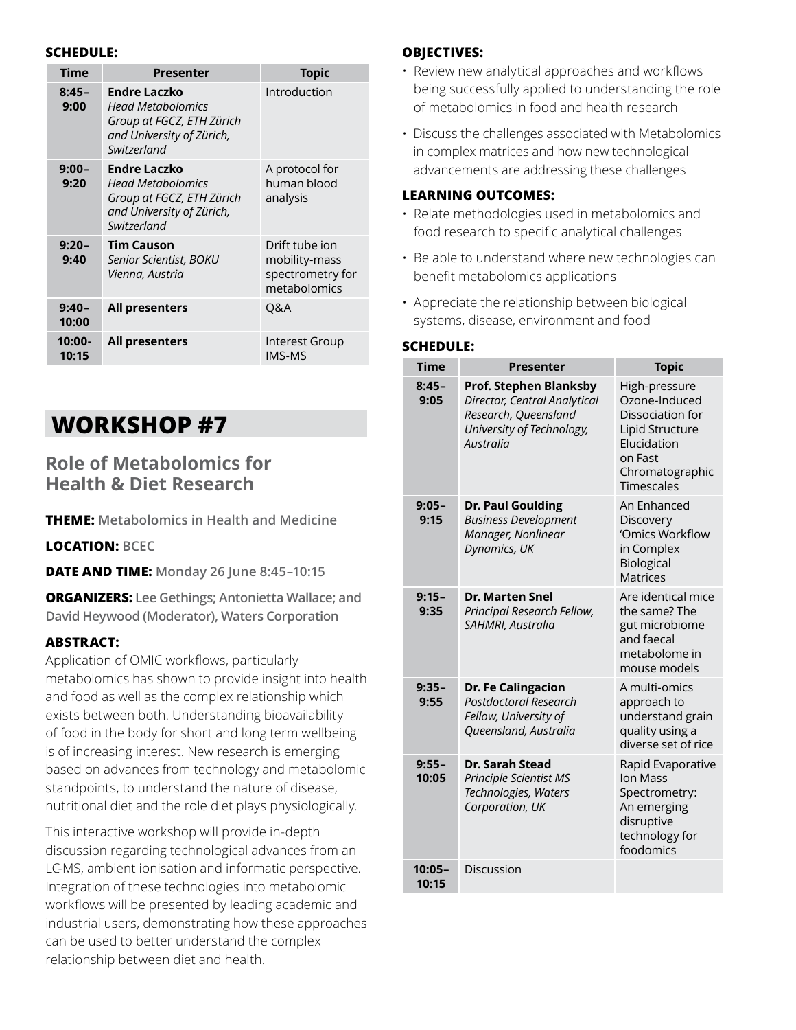**SCHEDULE:**

| Time | Presenter | Topic |
|---|---|---|
| **8:45–9:00** | **Endre Laczko** *Head Metabolomics Group at FGCZ, ETH Zürich and University of Zürich, Switzerland* | Introduction |
| **9:00–9:20** | **Endre Laczko** *Head Metabolomics Group at FGCZ, ETH Zürich and University of Zürich, Switzerland* | A protocol for human blood analysis |
| **9:20–9:40** | **Tim Causon** *Senior Scientist, BOKU Vienna, Austria* | Drift tube ion mobility-mass spectrometry for metabolomics |
| **9:40–10:00** | **All presenters** | Q&A |
| **10:00-10:15** | **All presenters** | Interest Group IMS-MS |

# WORKSHOP #7

## Role of Metabolomics for Health & Diet Research

**THEME:** Metabolomics in Health and Medicine

**LOCATION:** BCEC

**DATE AND TIME:** Monday 26 June 8:45–10:15

**ORGANIZERS:** Lee Gethings; Antonietta Wallace; and David Heywood (Moderator), Waters Corporation

**ABSTRACT:**

Application of OMIC workflows, particularly metabolomics has shown to provide insight into health and food as well as the complex relationship which exists between both. Understanding bioavailability of food in the body for short and long term wellbeing is of increasing interest. New research is emerging based on advances from technology and metabolomic standpoints, to understand the nature of disease, nutritional diet and the role diet plays physiologically.

This interactive workshop will provide in-depth discussion regarding technological advances from an LC-MS, ambient ionisation and informatic perspective. Integration of these technologies into metabolomic workflows will be presented by leading academic and industrial users, demonstrating how these approaches can be used to better understand the complex relationship between diet and health.

**OBJECTIVES:**

- Review new analytical approaches and workflows being successfully applied to understanding the role of metabolomics in food and health research
- Discuss the challenges associated with Metabolomics in complex matrices and how new technological advancements are addressing these challenges

**LEARNING OUTCOMES:**

- Relate methodologies used in metabolomics and food research to specific analytical challenges
- Be able to understand where new technologies can benefit metabolomics applications
- Appreciate the relationship between biological systems, disease, environment and food

**SCHEDULE:**

| Time | Presenter | Topic |
|---|---|---|
| **8:45–9:05** | **Prof. Stephen Blanksby** *Director, Central Analytical Research, Queensland University of Technology, Australia* | High-pressure Ozone-Induced Dissociation for Lipid Structure Elucidation on Fast Chromatographic Timescales |
| **9:05–9:15** | **Dr. Paul Goulding** *Business Development Manager, Nonlinear Dynamics, UK* | An Enhanced Discovery 'Omics Workflow in Complex Biological Matrices |
| **9:15–9:35** | **Dr. Marten Snel** *Principal Research Fellow, SAHMRI, Australia* | Are identical mice the same? The gut microbiome and faecal metabolome in mouse models |
| **9:35–9:55** | **Dr. Fe Calingacion** *Postdoctoral Research Fellow, University of Queensland, Australia* | A multi-omics approach to understand grain quality using a diverse set of rice |
| **9:55–10:05** | **Dr. Sarah Stead** *Principle Scientist MS Technologies, Waters Corporation, UK* | Rapid Evaporative Ion Mass Spectrometry: An emerging disruptive technology for foodomics |
| **10:05–10:15** | Discussion | |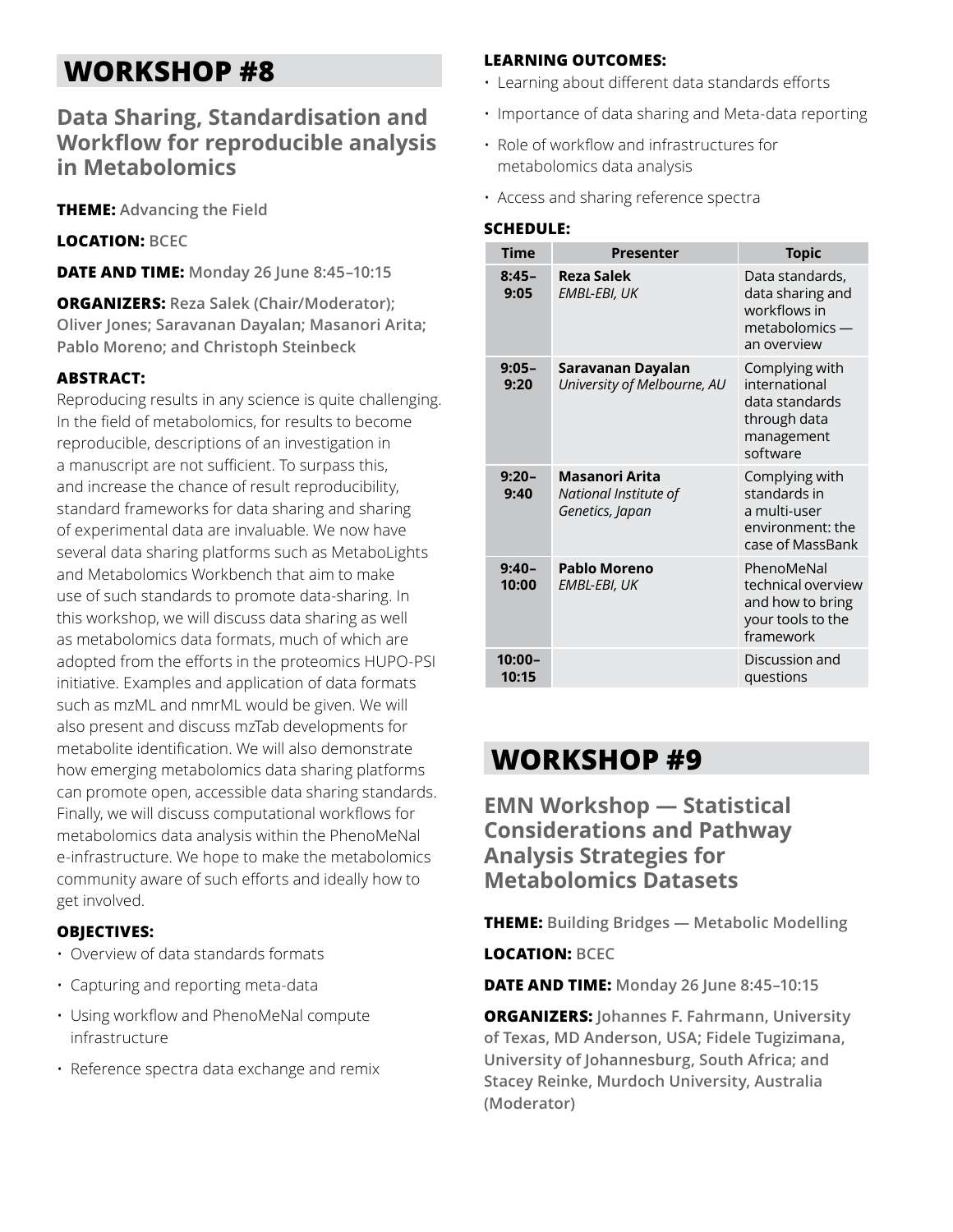# WORKSHOP #8

## Data Sharing, Standardisation and Workflow for reproducible analysis in Metabolomics

**THEME:** Advancing the Field

**LOCATION:** BCEC

**DATE AND TIME:** Monday 26 June 8:45–10:15

**ORGANIZERS:** Reza Salek (Chair/Moderator); Oliver Jones; Saravanan Dayalan; Masanori Arita; Pablo Moreno; and Christoph Steinbeck

### ABSTRACT:

Reproducing results in any science is quite challenging. In the field of metabolomics, for results to become reproducible, descriptions of an investigation in a manuscript are not sufficient. To surpass this, and increase the chance of result reproducibility, standard frameworks for data sharing and sharing of experimental data are invaluable. We now have several data sharing platforms such as MetaboLights and Metabolomics Workbench that aim to make use of such standards to promote data-sharing. In this workshop, we will discuss data sharing as well as metabolomics data formats, much of which are adopted from the efforts in the proteomics HUPO-PSI initiative. Examples and application of data formats such as mzML and nmrML would be given. We will also present and discuss mzTab developments for metabolite identification. We will also demonstrate how emerging metabolomics data sharing platforms can promote open, accessible data sharing standards. Finally, we will discuss computational workflows for metabolomics data analysis within the PhenoMeNal e-infrastructure. We hope to make the metabolomics community aware of such efforts and ideally how to get involved.

### OBJECTIVES:

- Overview of data standards formats
- Capturing and reporting meta-data
- Using workflow and PhenoMeNal compute infrastructure
- Reference spectra data exchange and remix

### LEARNING OUTCOMES:

- Learning about different data standards efforts
- Importance of data sharing and Meta-data reporting
- Role of workflow and infrastructures for metabolomics data analysis
- Access and sharing reference spectra

### SCHEDULE:

| Time | Presenter | Topic |
|---|---|---|
| 8:45–9:05 | **Reza Salek** *EMBL-EBI, UK* | Data standards, data sharing and workflows in metabolomics — an overview |
| 9:05–9:20 | **Saravanan Dayalan** *University of Melbourne, AU* | Complying with international data standards through data management software |
| 9:20–9:40 | **Masanori Arita** *National Institute of Genetics, Japan* | Complying with standards in a multi-user environment: the case of MassBank |
| 9:40–10:00 | **Pablo Moreno** *EMBL-EBI, UK* | PhenoMeNal technical overview and how to bring your tools to the framework |
| 10:00–10:15 | | Discussion and questions |

# WORKSHOP #9

## EMN Workshop — Statistical Considerations and Pathway Analysis Strategies for Metabolomics Datasets

**THEME:** Building Bridges — Metabolic Modelling

**LOCATION:** BCEC

**DATE AND TIME:** Monday 26 June 8:45–10:15

**ORGANIZERS:** Johannes F. Fahrmann, University of Texas, MD Anderson, USA; Fidele Tugizimana, University of Johannesburg, South Africa; and Stacey Reinke, Murdoch University, Australia (Moderator)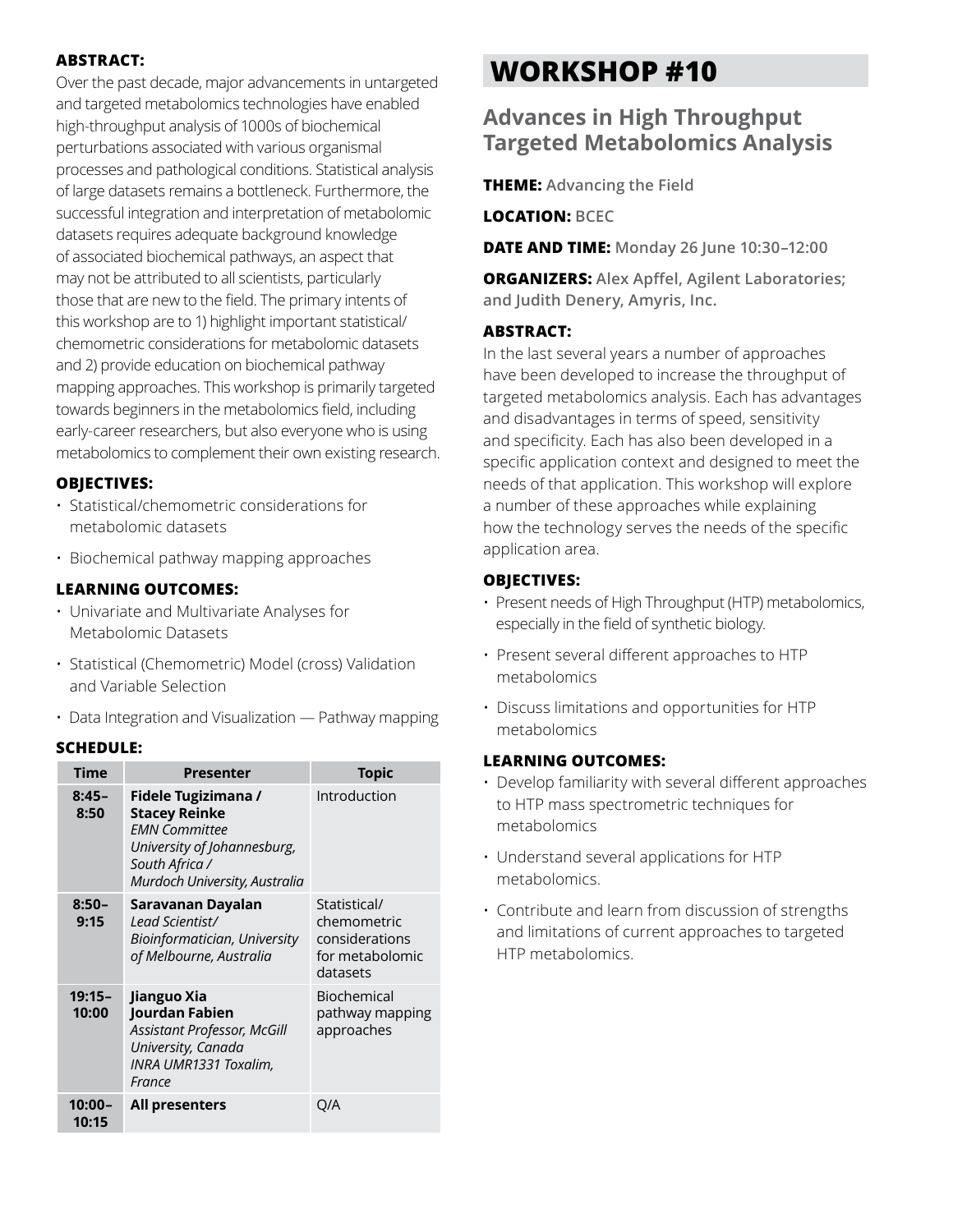**ABSTRACT:**

Over the past decade, major advancements in untargeted and targeted metabolomics technologies have enabled high-throughput analysis of 1000s of biochemical perturbations associated with various organismal processes and pathological conditions. Statistical analysis of large datasets remains a bottleneck. Furthermore, the successful integration and interpretation of metabolomic datasets requires adequate background knowledge of associated biochemical pathways, an aspect that may not be attributed to all scientists, particularly those that are new to the field. The primary intents of this workshop are to 1) highlight important statistical/chemometric considerations for metabolomic datasets and 2) provide education on biochemical pathway mapping approaches. This workshop is primarily targeted towards beginners in the metabolomics field, including early-career researchers, but also everyone who is using metabolomics to complement their own existing research.

**OBJECTIVES:**

- Statistical/chemometric considerations for metabolomic datasets
- Biochemical pathway mapping approaches

**LEARNING OUTCOMES:**

- Univariate and Multivariate Analyses for Metabolomic Datasets
- Statistical (Chemometric) Model (cross) Validation and Variable Selection
- Data Integration and Visualization — Pathway mapping

**SCHEDULE:**

| Time | Presenter | Topic |
|---|---|---|
| 8:45–8:50 | **Fidele Tugizimana / Stacey Reinke** *EMN Committee University of Johannesburg, South Africa / Murdoch University, Australia* | Introduction |
| 8:50–9:15 | **Saravanan Dayalan** *Lead Scientist/ Bioinformatician, University of Melbourne, Australia* | Statistical/ chemometric considerations for metabolomic datasets |
| 19:15–10:00 | **Jianguo Xia Jourdan Fabien** *Assistant Professor, McGill University, Canada INRA UMR1331 Toxalim, France* | Biochemical pathway mapping approaches |
| 10:00–10:15 | **All presenters** | Q/A |

# WORKSHOP #10

## Advances in High Throughput Targeted Metabolomics Analysis

**THEME:** Advancing the Field

**LOCATION:** BCEC

**DATE AND TIME:** Monday 26 June 10:30–12:00

**ORGANIZERS:** Alex Apffel, Agilent Laboratories; and Judith Denery, Amyris, Inc.

**ABSTRACT:**

In the last several years a number of approaches have been developed to increase the throughput of targeted metabolomics analysis. Each has advantages and disadvantages in terms of speed, sensitivity and specificity. Each has also been developed in a specific application context and designed to meet the needs of that application. This workshop will explore a number of these approaches while explaining how the technology serves the needs of the specific application area.

**OBJECTIVES:**

- Present needs of High Throughput (HTP) metabolomics, especially in the field of synthetic biology.
- Present several different approaches to HTP metabolomics
- Discuss limitations and opportunities for HTP metabolomics

**LEARNING OUTCOMES:**

- Develop familiarity with several different approaches to HTP mass spectrometric techniques for metabolomics
- Understand several applications for HTP metabolomics.
- Contribute and learn from discussion of strengths and limitations of current approaches to targeted HTP metabolomics.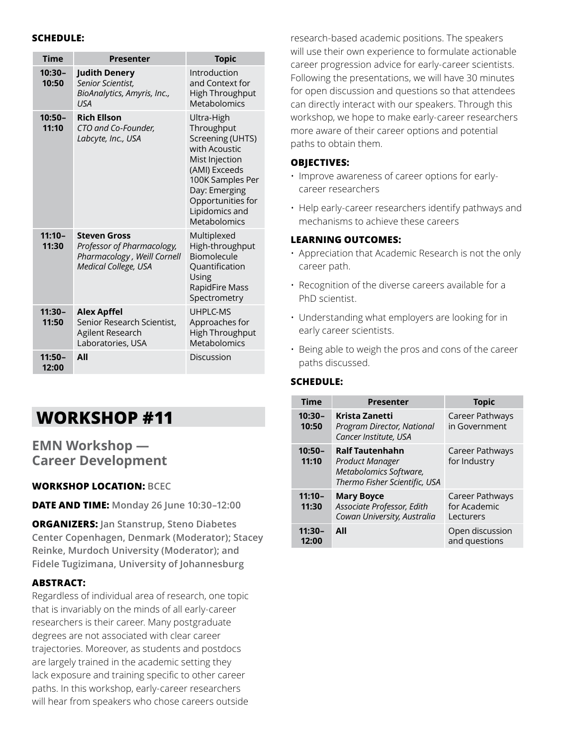**SCHEDULE:**

| Time | Presenter | Topic |
|---|---|---|
| 10:30–10:50 | **Judith Denery** *Senior Scientist, BioAnalytics, Amyris, Inc., USA* | Introduction and Context for High Throughput Metabolomics |
| 10:50–11:10 | **Rich Ellson** *CTO and Co-Founder, Labcyte, Inc., USA* | Ultra-High Throughput Screening (UHTS) with Acoustic Mist Injection (AMI) Exceeds 100K Samples Per Day: Emerging Opportunities for Lipidomics and Metabolomics |
| 11:10–11:30 | **Steven Gross** *Professor of Pharmacology, Pharmacology , Weill Cornell Medical College, USA* | Multiplexed High-throughput Biomolecule Quantification Using RapidFire Mass Spectrometry |
| 11:30–11:50 | **Alex Apffel** Senior Research Scientist, Agilent Research Laboratories, USA | UHPLC-MS Approaches for High Throughput Metabolomics |
| 11:50–12:00 | **All** | Discussion |

# WORKSHOP #11

## EMN Workshop — Career Development

**WORKSHOP LOCATION:** BCEC

**DATE AND TIME:** Monday 26 June 10:30–12:00

**ORGANIZERS:** Jan Stanstrup, Steno Diabetes Center Copenhagen, Denmark (Moderator); Stacey Reinke, Murdoch University (Moderator); and Fidele Tugizimana, University of Johannesburg

**ABSTRACT:**

Regardless of individual area of research, one topic that is invariably on the minds of all early-career researchers is their career. Many postgraduate degrees are not associated with clear career trajectories. Moreover, as students and postdocs are largely trained in the academic setting they lack exposure and training specific to other career paths. In this workshop, early-career researchers will hear from speakers who chose careers outside research-based academic positions. The speakers will use their own experience to formulate actionable career progression advice for early-career scientists. Following the presentations, we will have 30 minutes for open discussion and questions so that attendees can directly interact with our speakers. Through this workshop, we hope to make early-career researchers more aware of their career options and potential paths to obtain them.

**OBJECTIVES:**

- Improve awareness of career options for early-career researchers
- Help early-career researchers identify pathways and mechanisms to achieve these careers

**LEARNING OUTCOMES:**

- Appreciation that Academic Research is not the only career path.
- Recognition of the diverse careers available for a PhD scientist.
- Understanding what employers are looking for in early career scientists.
- Being able to weigh the pros and cons of the career paths discussed.

**SCHEDULE:**

| Time | Presenter | Topic |
|---|---|---|
| 10:30–10:50 | **Krista Zanetti** *Program Director, National Cancer Institute, USA* | Career Pathways in Government |
| 10:50–11:10 | **Ralf Tautenhahn** *Product Manager Metabolomics Software, Thermo Fisher Scientific, USA* | Career Pathways for Industry |
| 11:10–11:30 | **Mary Boyce** *Associate Professor, Edith Cowan University, Australia* | Career Pathways for Academic Lecturers |
| 11:30–12:00 | **All** | Open discussion and questions |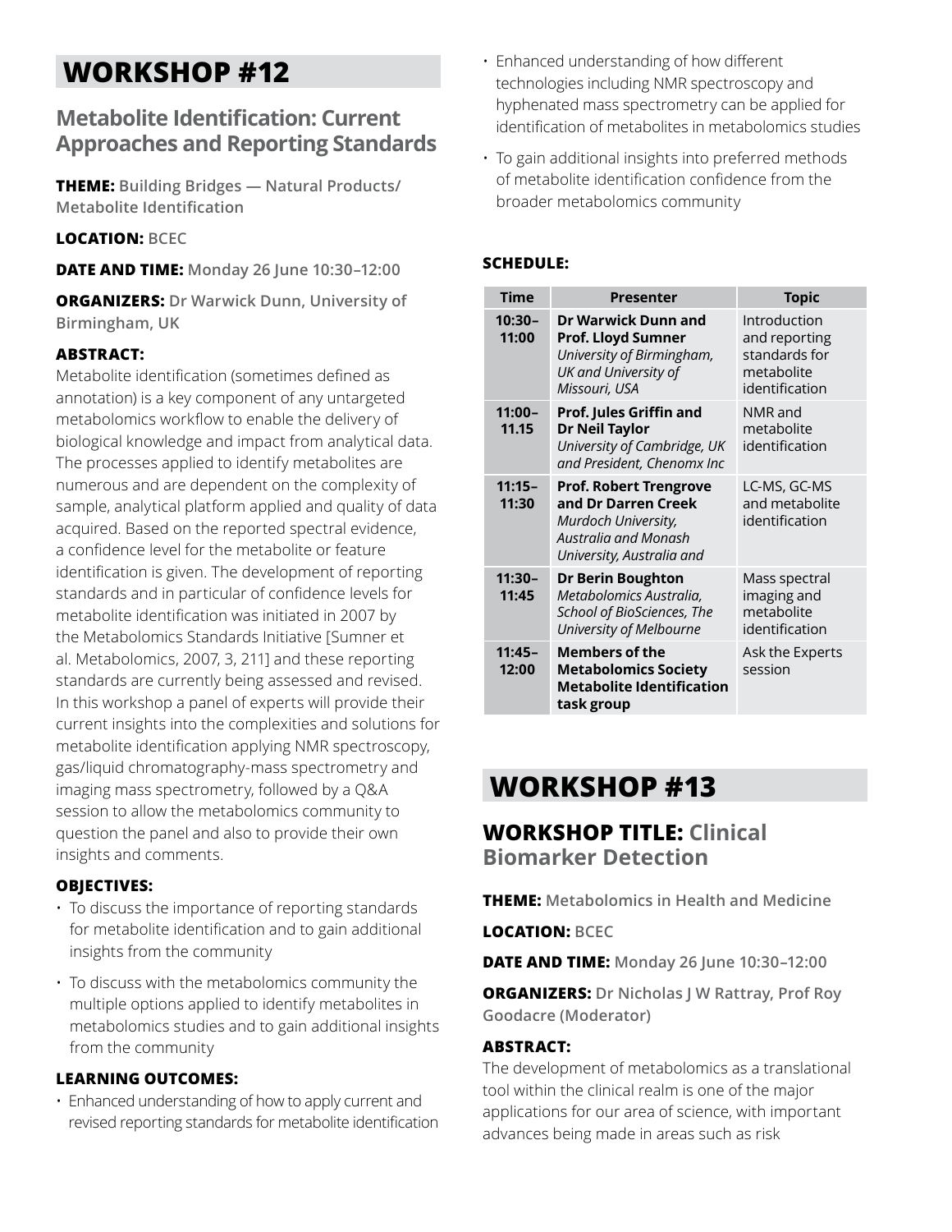# WORKSHOP #12

## Metabolite Identification: Current Approaches and Reporting Standards

**THEME:** Building Bridges — Natural Products/ Metabolite Identification

**LOCATION:** BCEC

**DATE AND TIME:** Monday 26 June 10:30–12:00

**ORGANIZERS:** Dr Warwick Dunn, University of Birmingham, UK

### ABSTRACT:

Metabolite identification (sometimes defined as annotation) is a key component of any untargeted metabolomics workflow to enable the delivery of biological knowledge and impact from analytical data. The processes applied to identify metabolites are numerous and are dependent on the complexity of sample, analytical platform applied and quality of data acquired. Based on the reported spectral evidence, a confidence level for the metabolite or feature identification is given. The development of reporting standards and in particular of confidence levels for metabolite identification was initiated in 2007 by the Metabolomics Standards Initiative [Sumner et al. Metabolomics, 2007, 3, 211] and these reporting standards are currently being assessed and revised. In this workshop a panel of experts will provide their current insights into the complexities and solutions for metabolite identification applying NMR spectroscopy, gas/liquid chromatography-mass spectrometry and imaging mass spectrometry, followed by a Q&A session to allow the metabolomics community to question the panel and also to provide their own insights and comments.

### OBJECTIVES:

- To discuss the importance of reporting standards for metabolite identification and to gain additional insights from the community
- To discuss with the metabolomics community the multiple options applied to identify metabolites in metabolomics studies and to gain additional insights from the community

### LEARNING OUTCOMES:

- Enhanced understanding of how to apply current and revised reporting standards for metabolite identification
- Enhanced understanding of how different technologies including NMR spectroscopy and hyphenated mass spectrometry can be applied for identification of metabolites in metabolomics studies
- To gain additional insights into preferred methods of metabolite identification confidence from the broader metabolomics community

### SCHEDULE:

| Time | Presenter | Topic |
|---|---|---|
| **10:30–11:00** | **Dr Warwick Dunn and Prof. Lloyd Sumner** *University of Birmingham, UK and University of Missouri, USA* | Introduction and reporting standards for metabolite identification |
| **11:00–11.15** | **Prof. Jules Griffin and Dr Neil Taylor** *University of Cambridge, UK and President, Chenomx Inc* | NMR and metabolite identification |
| **11:15–11:30** | **Prof. Robert Trengrove and Dr Darren Creek** *Murdoch University, Australia and Monash University, Australia and* | LC-MS, GC-MS and metabolite identification |
| **11:30–11:45** | **Dr Berin Boughton** *Metabolomics Australia, School of BioSciences, The University of Melbourne* | Mass spectral imaging and metabolite identification |
| **11:45–12:00** | **Members of the Metabolomics Society Metabolite Identification task group** | Ask the Experts session |

# WORKSHOP #13

## WORKSHOP TITLE: Clinical Biomarker Detection

**THEME:** Metabolomics in Health and Medicine

**LOCATION:** BCEC

**DATE AND TIME:** Monday 26 June 10:30–12:00

**ORGANIZERS:** Dr Nicholas J W Rattray, Prof Roy Goodacre (Moderator)

### ABSTRACT:

The development of metabolomics as a translational tool within the clinical realm is one of the major applications for our area of science, with important advances being made in areas such as risk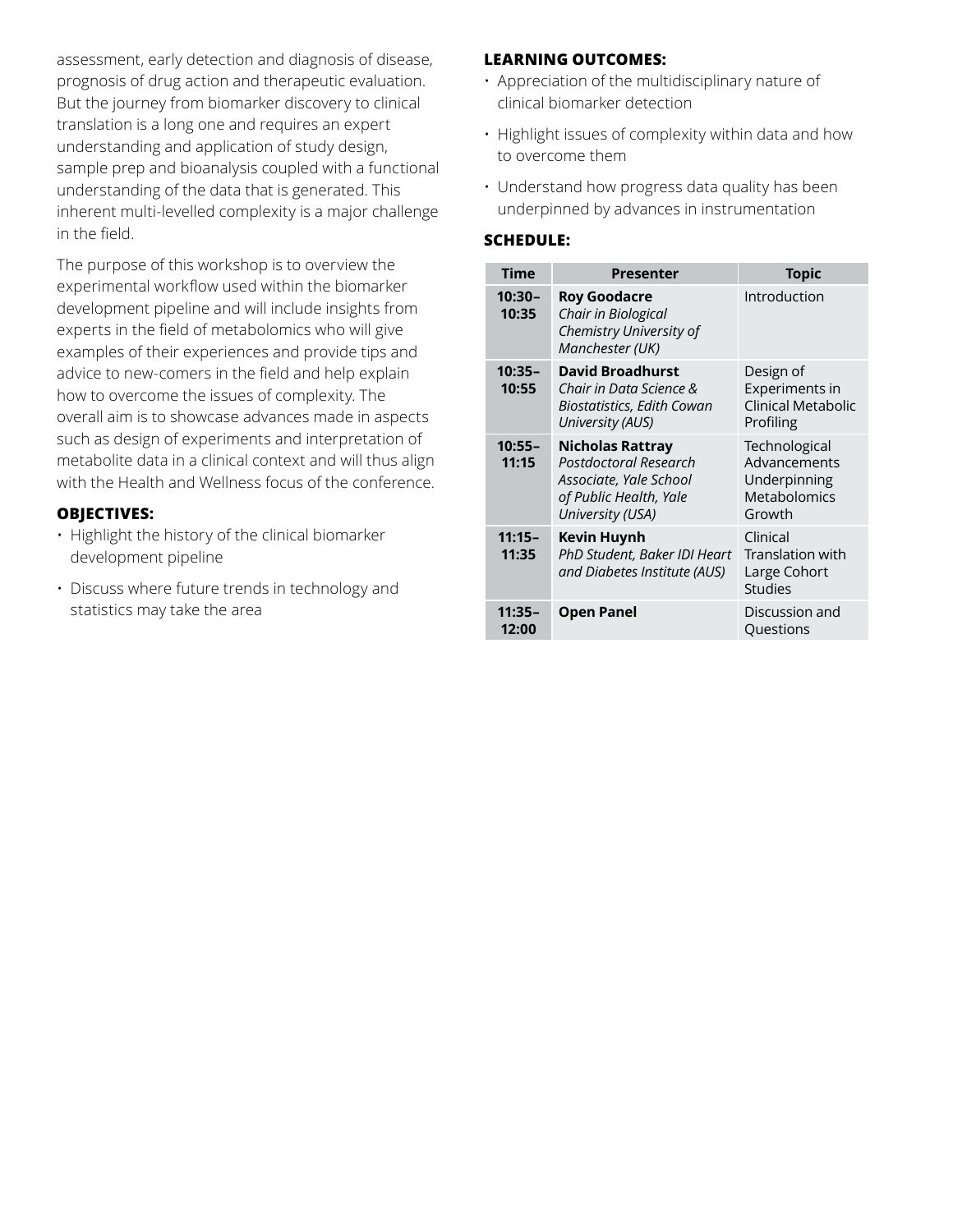assessment, early detection and diagnosis of disease, prognosis of drug action and therapeutic evaluation. But the journey from biomarker discovery to clinical translation is a long one and requires an expert understanding and application of study design, sample prep and bioanalysis coupled with a functional understanding of the data that is generated. This inherent multi-levelled complexity is a major challenge in the field.

The purpose of this workshop is to overview the experimental workflow used within the biomarker development pipeline and will include insights from experts in the field of metabolomics who will give examples of their experiences and provide tips and advice to new-comers in the field and help explain how to overcome the issues of complexity. The overall aim is to showcase advances made in aspects such as design of experiments and interpretation of metabolite data in a clinical context and will thus align with the Health and Wellness focus of the conference.

**OBJECTIVES:**

- Highlight the history of the clinical biomarker development pipeline
- Discuss where future trends in technology and statistics may take the area

**LEARNING OUTCOMES:**

- Appreciation of the multidisciplinary nature of clinical biomarker detection
- Highlight issues of complexity within data and how to overcome them
- Understand how progress data quality has been underpinned by advances in instrumentation

**SCHEDULE:**

| Time | Presenter | Topic |
|---|---|---|
| **10:30–10:35** | **Roy Goodacre** *Chair in Biological Chemistry University of Manchester (UK)* | Introduction |
| **10:35–10:55** | **David Broadhurst** *Chair in Data Science & Biostatistics, Edith Cowan University (AUS)* | Design of Experiments in Clinical Metabolic Profiling |
| **10:55–11:15** | **Nicholas Rattray** *Postdoctoral Research Associate, Yale School of Public Health, Yale University (USA)* | Technological Advancements Underpinning Metabolomics Growth |
| **11:15–11:35** | **Kevin Huynh** *PhD Student, Baker IDI Heart and Diabetes Institute (AUS)* | Clinical Translation with Large Cohort Studies |
| **11:35–12:00** | **Open Panel** | Discussion and Questions |